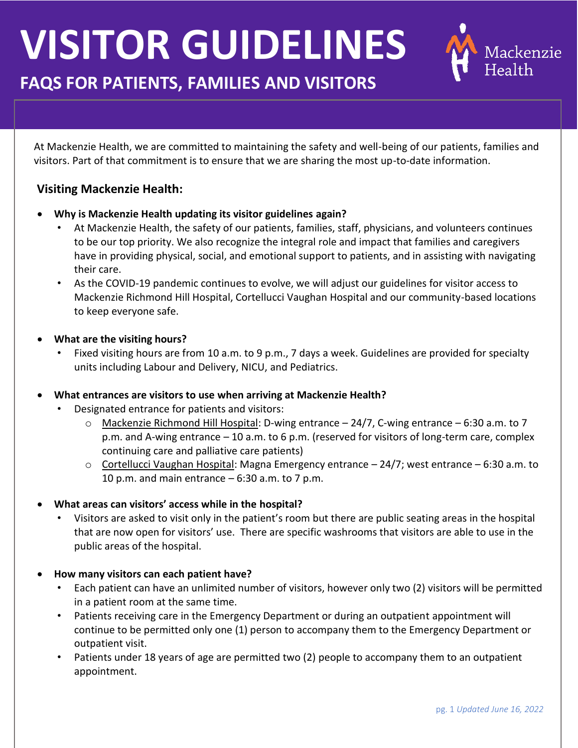# VISITOR GUIDELINES

## FAQS FOR PATIENTS, FAMILIES AND VISITORS

Mackenzie Health

At Mackenzie Health, we are committed to maintaining the safety and well-being of our patients, families and visitors. Part of that commitment is to ensure that we are sharing the most up-to-date information.

### Visiting Mackenzie Health:

- **Why is Mackenzie Health updating its visitor guidelines again?**
  - At Mackenzie Health, the safety of our patients, families, staff, physicians, and volunteers continues to be our top priority. We also recognize the integral role and impact that families and caregivers have in providing physical, social, and emotional support to patients, and in assisting with navigating their care.
  - As the COVID-19 pandemic continues to evolve, we will adjust our guidelines for visitor access to Mackenzie Richmond Hill Hospital, Cortellucci Vaughan Hospital and our community-based locations to keep everyone safe.

- **What are the visiting hours?**
  - Fixed visiting hours are from 10 a.m. to 9 p.m., 7 days a week. Guidelines are provided for specialty units including Labour and Delivery, NICU, and Pediatrics.

- **What entrances are visitors to use when arriving at Mackenzie Health?**
  - Designated entrance for patients and visitors:
    - Mackenzie Richmond Hill Hospital: D-wing entrance – 24/7, C-wing entrance – 6:30 a.m. to 7 p.m. and A-wing entrance – 10 a.m. to 6 p.m. (reserved for visitors of long-term care, complex continuing care and palliative care patients)
    - Cortellucci Vaughan Hospital: Magna Emergency entrance – 24/7; west entrance – 6:30 a.m. to 10 p.m. and main entrance – 6:30 a.m. to 7 p.m.

- **What areas can visitors' access while in the hospital?**
  - Visitors are asked to visit only in the patient's room but there are public seating areas in the hospital that are now open for visitors' use. There are specific washrooms that visitors are able to use in the public areas of the hospital.

- **How many visitors can each patient have?**
  - Each patient can have an unlimited number of visitors, however only two (2) visitors will be permitted in a patient room at the same time.
  - Patients receiving care in the Emergency Department or during an outpatient appointment will continue to be permitted only one (1) person to accompany them to the Emergency Department or outpatient visit.
  - Patients under 18 years of age are permitted two (2) people to accompany them to an outpatient appointment.

*Updated June 16, 2022*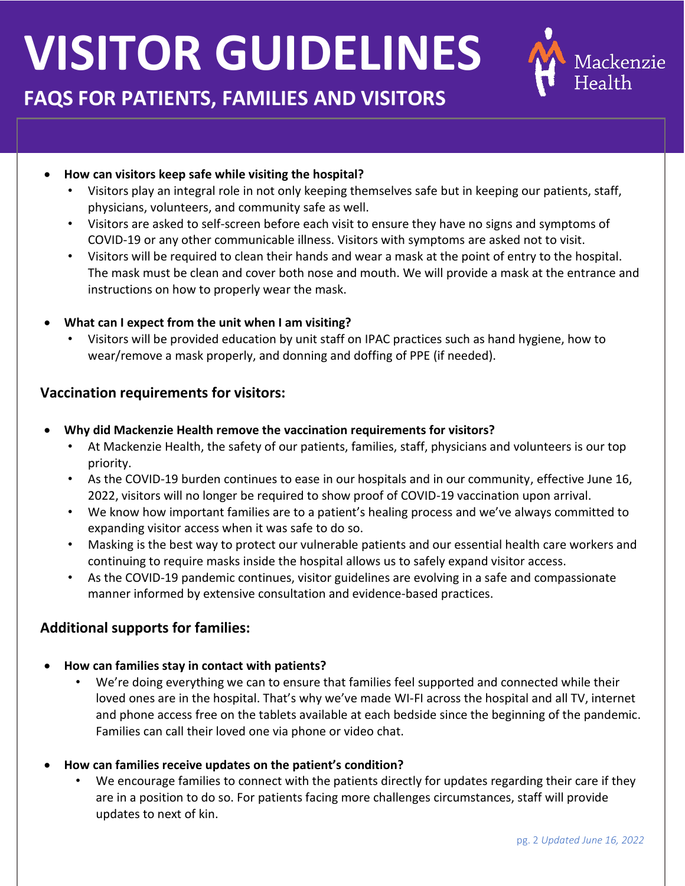# VISITOR GUIDELINES

## FAQS FOR PATIENTS, FAMILIES AND VISITORS

- **How can visitors keep safe while visiting the hospital?**
  - Visitors play an integral role in not only keeping themselves safe but in keeping our patients, staff, physicians, volunteers, and community safe as well.
  - Visitors are asked to self-screen before each visit to ensure they have no signs and symptoms of COVID-19 or any other communicable illness. Visitors with symptoms are asked not to visit.
  - Visitors will be required to clean their hands and wear a mask at the point of entry to the hospital. The mask must be clean and cover both nose and mouth. We will provide a mask at the entrance and instructions on how to properly wear the mask.

- **What can I expect from the unit when I am visiting?**
  - Visitors will be provided education by unit staff on IPAC practices such as hand hygiene, how to wear/remove a mask properly, and donning and doffing of PPE (if needed).

### Vaccination requirements for visitors:

- **Why did Mackenzie Health remove the vaccination requirements for visitors?**
  - At Mackenzie Health, the safety of our patients, families, staff, physicians and volunteers is our top priority.
  - As the COVID-19 burden continues to ease in our hospitals and in our community, effective June 16, 2022, visitors will no longer be required to show proof of COVID-19 vaccination upon arrival.
  - We know how important families are to a patient's healing process and we've always committed to expanding visitor access when it was safe to do so.
  - Masking is the best way to protect our vulnerable patients and our essential health care workers and continuing to require masks inside the hospital allows us to safely expand visitor access.
  - As the COVID-19 pandemic continues, visitor guidelines are evolving in a safe and compassionate manner informed by extensive consultation and evidence-based practices.

### Additional supports for families:

- **How can families stay in contact with patients?**
  - We're doing everything we can to ensure that families feel supported and connected while their loved ones are in the hospital. That's why we've made WI-FI across the hospital and all TV, internet and phone access free on the tablets available at each bedside since the beginning of the pandemic. Families can call their loved one via phone or video chat.

- **How can families receive updates on the patient's condition?**
  - We encourage families to connect with the patients directly for updates regarding their care if they are in a position to do so. For patients facing more challenges circumstances, staff will provide updates to next of kin.

*Updated June 16, 2022*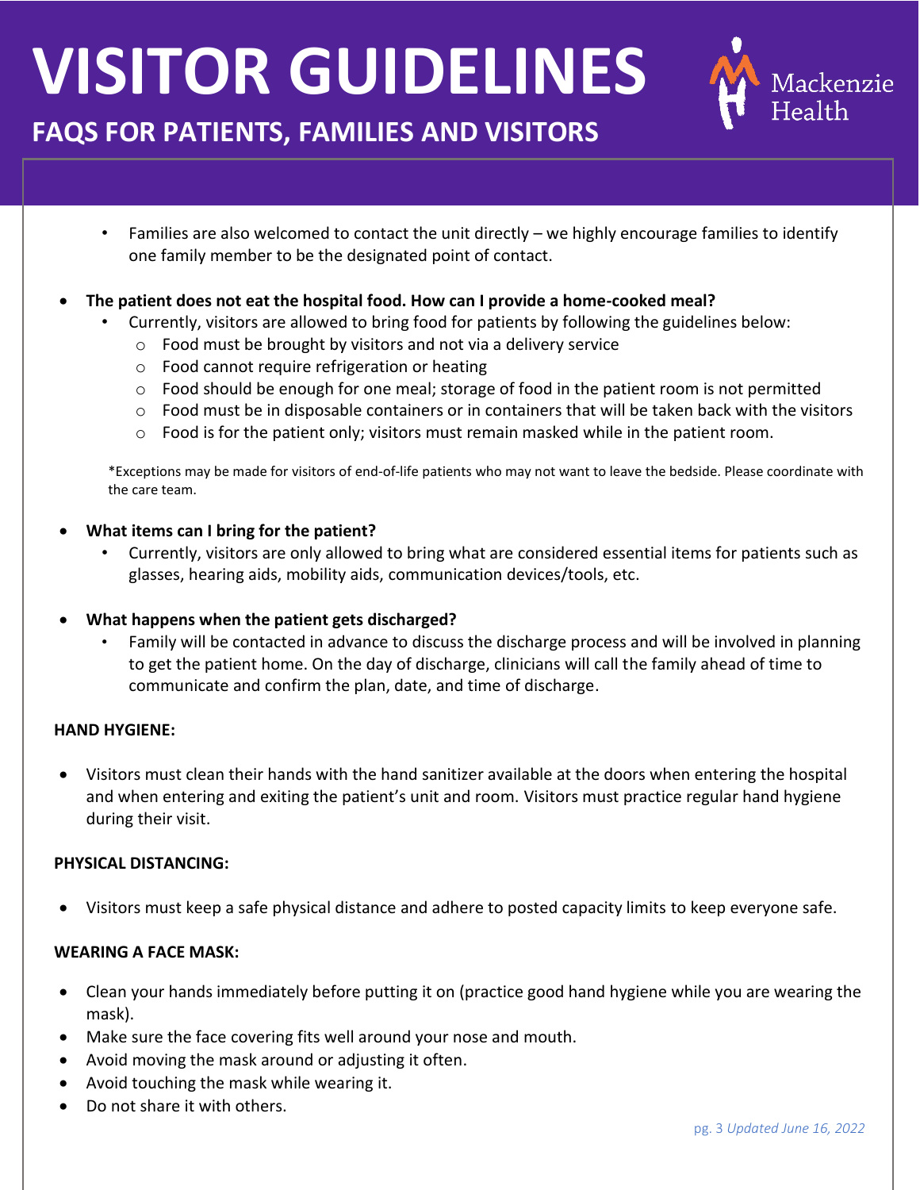# VISITOR GUIDELINES

## FAQS FOR PATIENTS, FAMILIES AND VISITORS

- Families are also welcomed to contact the unit directly – we highly encourage families to identify one family member to be the designated point of contact.

- **The patient does not eat the hospital food. How can I provide a home-cooked meal?**
  - Currently, visitors are allowed to bring food for patients by following the guidelines below:
    - Food must be brought by visitors and not via a delivery service
    - Food cannot require refrigeration or heating
    - Food should be enough for one meal; storage of food in the patient room is not permitted
    - Food must be in disposable containers or in containers that will be taken back with the visitors
    - Food is for the patient only; visitors must remain masked while in the patient room.

*Exceptions may be made for visitors of end-of-life patients who may not want to leave the bedside. Please coordinate with the care team.

- **What items can I bring for the patient?**
  - Currently, visitors are only allowed to bring what are considered essential items for patients such as glasses, hearing aids, mobility aids, communication devices/tools, etc.

- **What happens when the patient gets discharged?**
  - Family will be contacted in advance to discuss the discharge process and will be involved in planning to get the patient home. On the day of discharge, clinicians will call the family ahead of time to communicate and confirm the plan, date, and time of discharge.

**HAND HYGIENE:**

- Visitors must clean their hands with the hand sanitizer available at the doors when entering the hospital and when entering and exiting the patient's unit and room. Visitors must practice regular hand hygiene during their visit.

**PHYSICAL DISTANCING:**

- Visitors must keep a safe physical distance and adhere to posted capacity limits to keep everyone safe.

**WEARING A FACE MASK:**

- Clean your hands immediately before putting it on (practice good hand hygiene while you are wearing the mask).
- Make sure the face covering fits well around your nose and mouth.
- Avoid moving the mask around or adjusting it often.
- Avoid touching the mask while wearing it.
- Do not share it with others.

*Updated June 16, 2022*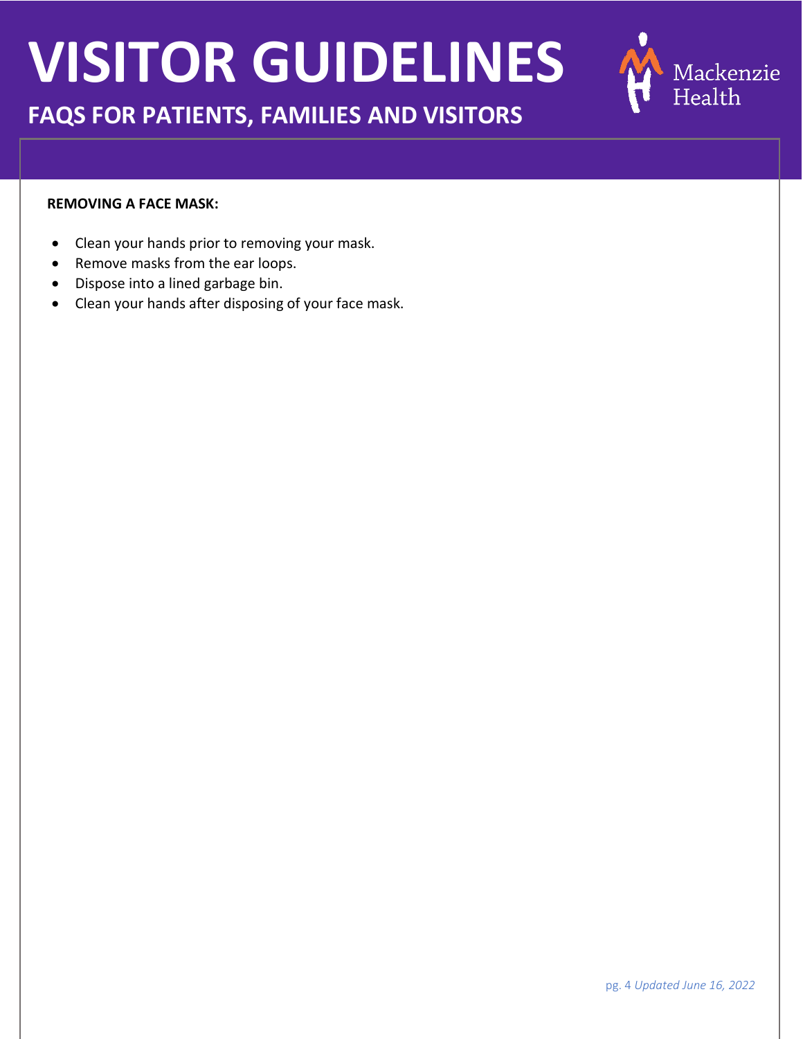**REMOVING A FACE MASK:**

- Clean your hands prior to removing your mask.
- Remove masks from the ear loops.
- Dispose into a lined garbage bin.
- Clean your hands after disposing of your face mask.